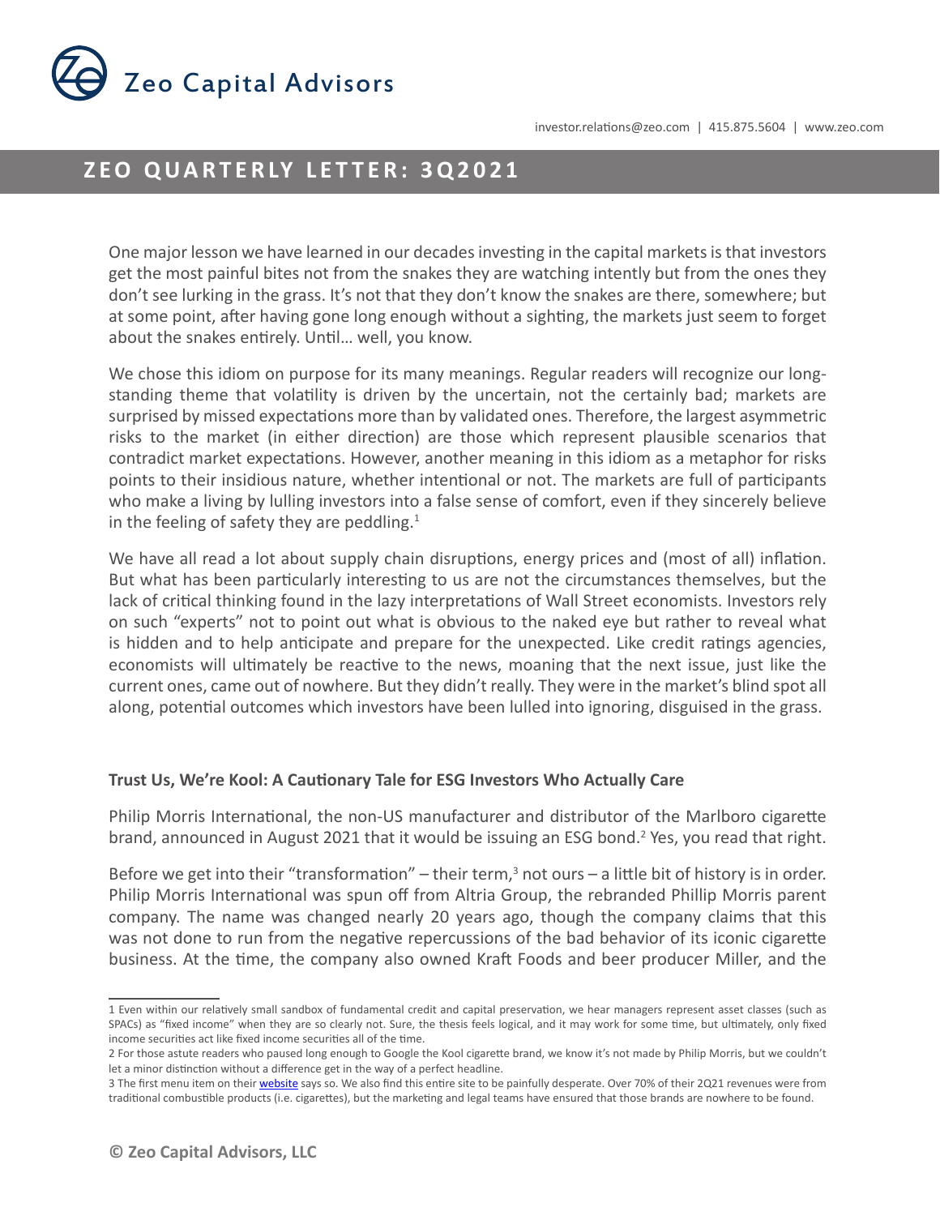# Zeo Capital Advisors

investor.relations@zeo.com | 415.875.5604 | www.zeo.com

## ZEO QUARTERLY LETTER: 3Q2021

One major lesson we have learned in our decades investing in the capital markets is that investors get the most painful bites not from the snakes they are watching intently but from the ones they don't see lurking in the grass. It's not that they don't know the snakes are there, somewhere; but at some point, after having gone long enough without a sighting, the markets just seem to forget about the snakes entirely. Until… well, you know.

We chose this idiom on purpose for its many meanings. Regular readers will recognize our long-standing theme that volatility is driven by the uncertain, not the certainly bad; markets are surprised by missed expectations more than by validated ones. Therefore, the largest asymmetric risks to the market (in either direction) are those which represent plausible scenarios that contradict market expectations. However, another meaning in this idiom as a metaphor for risks points to their insidious nature, whether intentional or not. The markets are full of participants who make a living by lulling investors into a false sense of comfort, even if they sincerely believe in the feeling of safety they are peddling.[1]

We have all read a lot about supply chain disruptions, energy prices and (most of all) inflation. But what has been particularly interesting to us are not the circumstances themselves, but the lack of critical thinking found in the lazy interpretations of Wall Street economists. Investors rely on such "experts" not to point out what is obvious to the naked eye but rather to reveal what is hidden and to help anticipate and prepare for the unexpected. Like credit ratings agencies, economists will ultimately be reactive to the news, moaning that the next issue, just like the current ones, came out of nowhere. But they didn't really. They were in the market's blind spot all along, potential outcomes which investors have been lulled into ignoring, disguised in the grass.

### Trust Us, We're Kool: A Cautionary Tale for ESG Investors Who Actually Care

Philip Morris International, the non-US manufacturer and distributor of the Marlboro cigarette brand, announced in August 2021 that it would be issuing an ESG bond.[2] Yes, you read that right.

Before we get into their "transformation" – their term,[3] not ours – a little bit of history is in order. Philip Morris International was spun off from Altria Group, the rebranded Phillip Morris parent company. The name was changed nearly 20 years ago, though the company claims that this was not done to run from the negative repercussions of the bad behavior of its iconic cigarette business. At the time, the company also owned Kraft Foods and beer producer Miller, and the

---

1 Even within our relatively small sandbox of fundamental credit and capital preservation, we hear managers represent asset classes (such as SPACs) as "fixed income" when they are so clearly not. Sure, the thesis feels logical, and it may work for some time, but ultimately, only fixed income securities act like fixed income securities all of the time.

2 For those astute readers who paused long enough to Google the Kool cigarette brand, we know it's not made by Philip Morris, but we couldn't let a minor distinction without a difference get in the way of a perfect headline.

3 The first menu item on their website says so. We also find this entire site to be painfully desperate. Over 70% of their 2Q21 revenues were from traditional combustible products (i.e. cigarettes), but the marketing and legal teams have ensured that those brands are nowhere to be found.

© Zeo Capital Advisors, LLC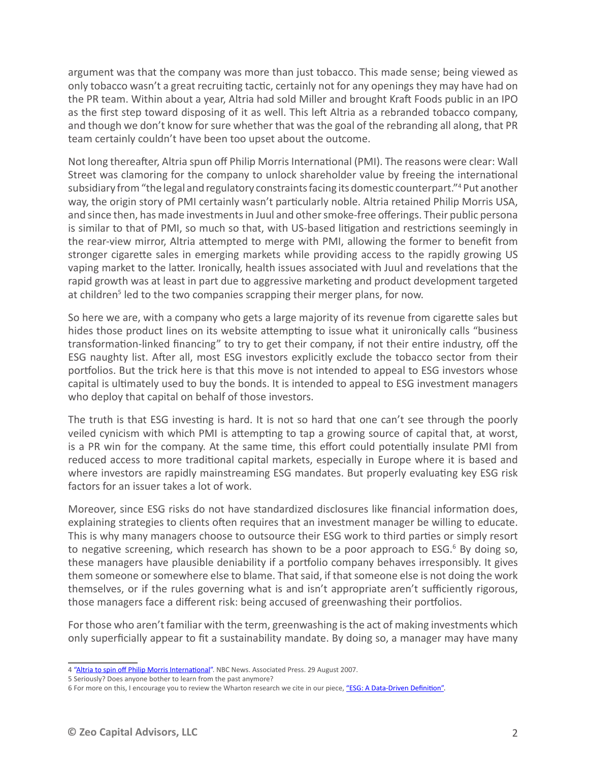argument was that the company was more than just tobacco. This made sense; being viewed as only tobacco wasn't a great recruiting tactic, certainly not for any openings they may have had on the PR team. Within about a year, Altria had sold Miller and brought Kraft Foods public in an IPO as the first step toward disposing of it as well. This left Altria as a rebranded tobacco company, and though we don't know for sure whether that was the goal of the rebranding all along, that PR team certainly couldn't have been too upset about the outcome.

Not long thereafter, Altria spun off Philip Morris International (PMI). The reasons were clear: Wall Street was clamoring for the company to unlock shareholder value by freeing the international subsidiary from "the legal and regulatory constraints facing its domestic counterpart."[4] Put another way, the origin story of PMI certainly wasn't particularly noble. Altria retained Philip Morris USA, and since then, has made investments in Juul and other smoke-free offerings. Their public persona is similar to that of PMI, so much so that, with US-based litigation and restrictions seemingly in the rear-view mirror, Altria attempted to merge with PMI, allowing the former to benefit from stronger cigarette sales in emerging markets while providing access to the rapidly growing US vaping market to the latter. Ironically, health issues associated with Juul and revelations that the rapid growth was at least in part due to aggressive marketing and product development targeted at children[5] led to the two companies scrapping their merger plans, for now.

So here we are, with a company who gets a large majority of its revenue from cigarette sales but hides those product lines on its website attempting to issue what it unironically calls "business transformation-linked financing" to try to get their company, if not their entire industry, off the ESG naughty list. After all, most ESG investors explicitly exclude the tobacco sector from their portfolios. But the trick here is that this move is not intended to appeal to ESG investors whose capital is ultimately used to buy the bonds. It is intended to appeal to ESG investment managers who deploy that capital on behalf of those investors.

The truth is that ESG investing is hard. It is not so hard that one can't see through the poorly veiled cynicism with which PMI is attempting to tap a growing source of capital that, at worst, is a PR win for the company. At the same time, this effort could potentially insulate PMI from reduced access to more traditional capital markets, especially in Europe where it is based and where investors are rapidly mainstreaming ESG mandates. But properly evaluating key ESG risk factors for an issuer takes a lot of work.

Moreover, since ESG risks do not have standardized disclosures like financial information does, explaining strategies to clients often requires that an investment manager be willing to educate. This is why many managers choose to outsource their ESG work to third parties or simply resort to negative screening, which research has shown to be a poor approach to ESG.[6] By doing so, these managers have plausible deniability if a portfolio company behaves irresponsibly. It gives them someone or somewhere else to blame. That said, if that someone else is not doing the work themselves, or if the rules governing what is and isn't appropriate aren't sufficiently rigorous, those managers face a different risk: being accused of greenwashing their portfolios.

For those who aren't familiar with the term, greenwashing is the act of making investments which only superficially appear to fit a sustainability mandate. By doing so, a manager may have many

---

4 "Altria to spin off Philip Morris International". NBC News. Associated Press. 29 August 2007.

5 Seriously? Does anyone bother to learn from the past anymore?

6 For more on this, I encourage you to review the Wharton research we cite in our piece, "ESG: A Data-Driven Definition".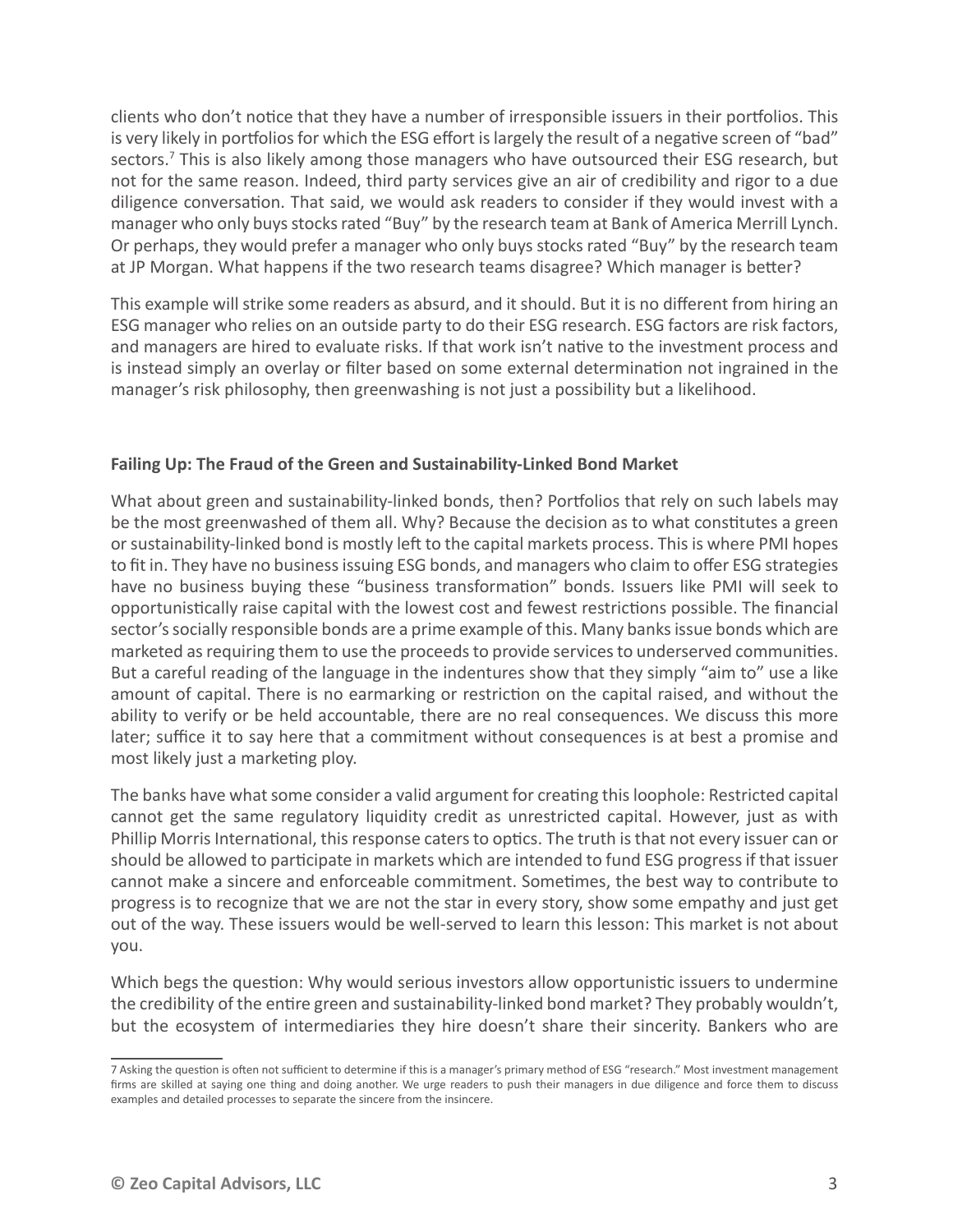clients who don't notice that they have a number of irresponsible issuers in their portfolios. This is very likely in portfolios for which the ESG effort is largely the result of a negative screen of "bad" sectors.[7] This is also likely among those managers who have outsourced their ESG research, but not for the same reason. Indeed, third party services give an air of credibility and rigor to a due diligence conversation. That said, we would ask readers to consider if they would invest with a manager who only buys stocks rated "Buy" by the research team at Bank of America Merrill Lynch. Or perhaps, they would prefer a manager who only buys stocks rated "Buy" by the research team at JP Morgan. What happens if the two research teams disagree? Which manager is better?

This example will strike some readers as absurd, and it should. But it is no different from hiring an ESG manager who relies on an outside party to do their ESG research. ESG factors are risk factors, and managers are hired to evaluate risks. If that work isn't native to the investment process and is instead simply an overlay or filter based on some external determination not ingrained in the manager's risk philosophy, then greenwashing is not just a possibility but a likelihood.

**Failing Up: The Fraud of the Green and Sustainability-Linked Bond Market**

What about green and sustainability-linked bonds, then? Portfolios that rely on such labels may be the most greenwashed of them all. Why? Because the decision as to what constitutes a green or sustainability-linked bond is mostly left to the capital markets process. This is where PMI hopes to fit in. They have no business issuing ESG bonds, and managers who claim to offer ESG strategies have no business buying these "business transformation" bonds. Issuers like PMI will seek to opportunistically raise capital with the lowest cost and fewest restrictions possible. The financial sector's socially responsible bonds are a prime example of this. Many banks issue bonds which are marketed as requiring them to use the proceeds to provide services to underserved communities. But a careful reading of the language in the indentures show that they simply "aim to" use a like amount of capital. There is no earmarking or restriction on the capital raised, and without the ability to verify or be held accountable, there are no real consequences. We discuss this more later; suffice it to say here that a commitment without consequences is at best a promise and most likely just a marketing ploy.

The banks have what some consider a valid argument for creating this loophole: Restricted capital cannot get the same regulatory liquidity credit as unrestricted capital. However, just as with Phillip Morris International, this response caters to optics. The truth is that not every issuer can or should be allowed to participate in markets which are intended to fund ESG progress if that issuer cannot make a sincere and enforceable commitment. Sometimes, the best way to contribute to progress is to recognize that we are not the star in every story, show some empathy and just get out of the way. These issuers would be well-served to learn this lesson: This market is not about you.

Which begs the question: Why would serious investors allow opportunistic issuers to undermine the credibility of the entire green and sustainability-linked bond market? They probably wouldn't, but the ecosystem of intermediaries they hire doesn't share their sincerity. Bankers who are

---

7 Asking the question is often not sufficient to determine if this is a manager's primary method of ESG "research." Most investment management firms are skilled at saying one thing and doing another. We urge readers to push their managers in due diligence and force them to discuss examples and detailed processes to separate the sincere from the insincere.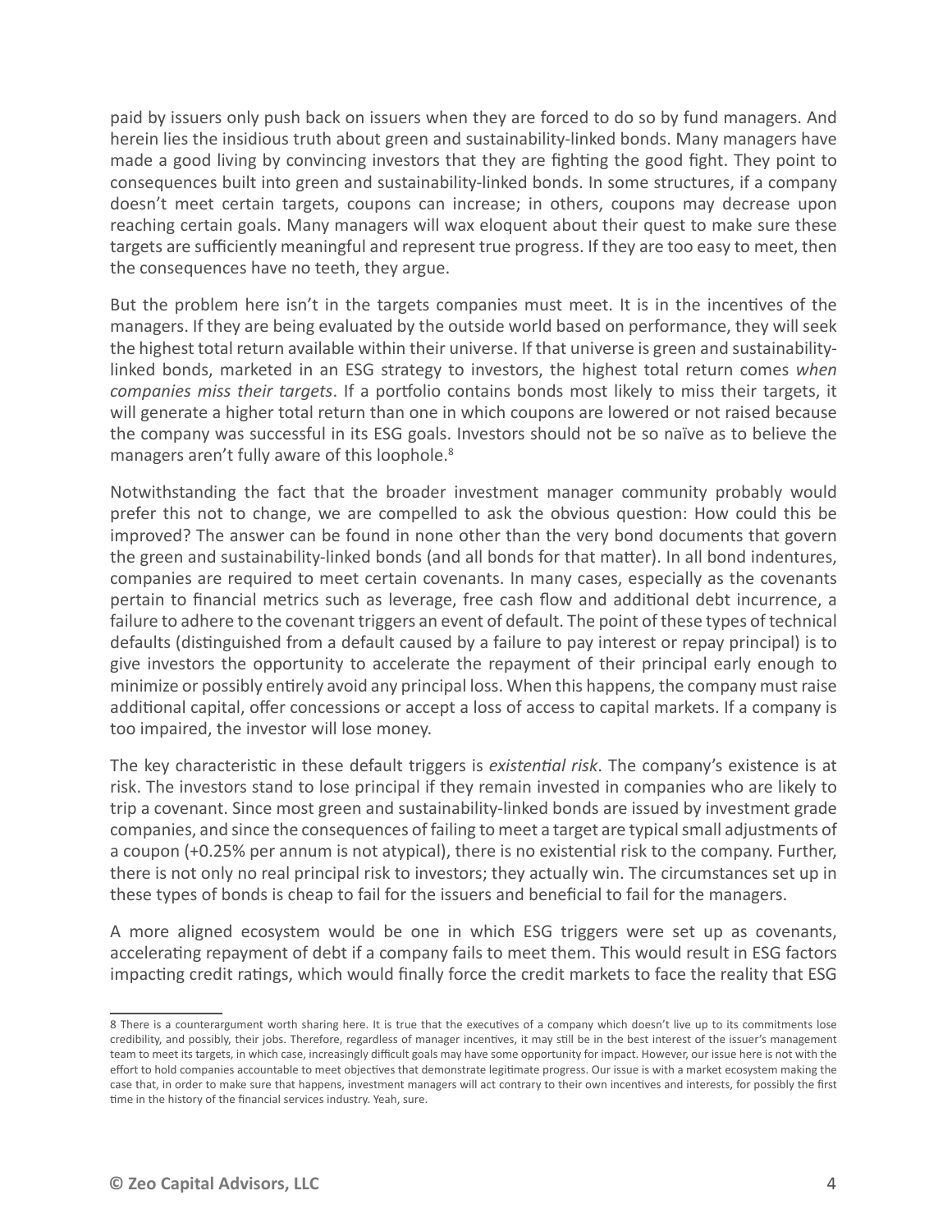paid by issuers only push back on issuers when they are forced to do so by fund managers. And herein lies the insidious truth about green and sustainability-linked bonds. Many managers have made a good living by convincing investors that they are fighting the good fight. They point to consequences built into green and sustainability-linked bonds. In some structures, if a company doesn't meet certain targets, coupons can increase; in others, coupons may decrease upon reaching certain goals. Many managers will wax eloquent about their quest to make sure these targets are sufficiently meaningful and represent true progress. If they are too easy to meet, then the consequences have no teeth, they argue.

But the problem here isn't in the targets companies must meet. It is in the incentives of the managers. If they are being evaluated by the outside world based on performance, they will seek the highest total return available within their universe. If that universe is green and sustainability-linked bonds, marketed in an ESG strategy to investors, the highest total return comes *when companies miss their targets*. If a portfolio contains bonds most likely to miss their targets, it will generate a higher total return than one in which coupons are lowered or not raised because the company was successful in its ESG goals. Investors should not be so naïve as to believe the managers aren't fully aware of this loophole.[8]

Notwithstanding the fact that the broader investment manager community probably would prefer this not to change, we are compelled to ask the obvious question: How could this be improved? The answer can be found in none other than the very bond documents that govern the green and sustainability-linked bonds (and all bonds for that matter). In all bond indentures, companies are required to meet certain covenants. In many cases, especially as the covenants pertain to financial metrics such as leverage, free cash flow and additional debt incurrence, a failure to adhere to the covenant triggers an event of default. The point of these types of technical defaults (distinguished from a default caused by a failure to pay interest or repay principal) is to give investors the opportunity to accelerate the repayment of their principal early enough to minimize or possibly entirely avoid any principal loss. When this happens, the company must raise additional capital, offer concessions or accept a loss of access to capital markets. If a company is too impaired, the investor will lose money.

The key characteristic in these default triggers is *existential risk*. The company's existence is at risk. The investors stand to lose principal if they remain invested in companies who are likely to trip a covenant. Since most green and sustainability-linked bonds are issued by investment grade companies, and since the consequences of failing to meet a target are typical small adjustments of a coupon (+0.25% per annum is not atypical), there is no existential risk to the company. Further, there is not only no real principal risk to investors; they actually win. The circumstances set up in these types of bonds is cheap to fail for the issuers and beneficial to fail for the managers.

A more aligned ecosystem would be one in which ESG triggers were set up as covenants, accelerating repayment of debt if a company fails to meet them. This would result in ESG factors impacting credit ratings, which would finally force the credit markets to face the reality that ESG

---

8 There is a counterargument worth sharing here. It is true that the executives of a company which doesn't live up to its commitments lose credibility, and possibly, their jobs. Therefore, regardless of manager incentives, it may still be in the best interest of the issuer's management team to meet its targets, in which case, increasingly difficult goals may have some opportunity for impact. However, our issue here is not with the effort to hold companies accountable to meet objectives that demonstrate legitimate progress. Our issue is with a market ecosystem making the case that, in order to make sure that happens, investment managers will act contrary to their own incentives and interests, for possibly the first time in the history of the financial services industry. Yeah, sure.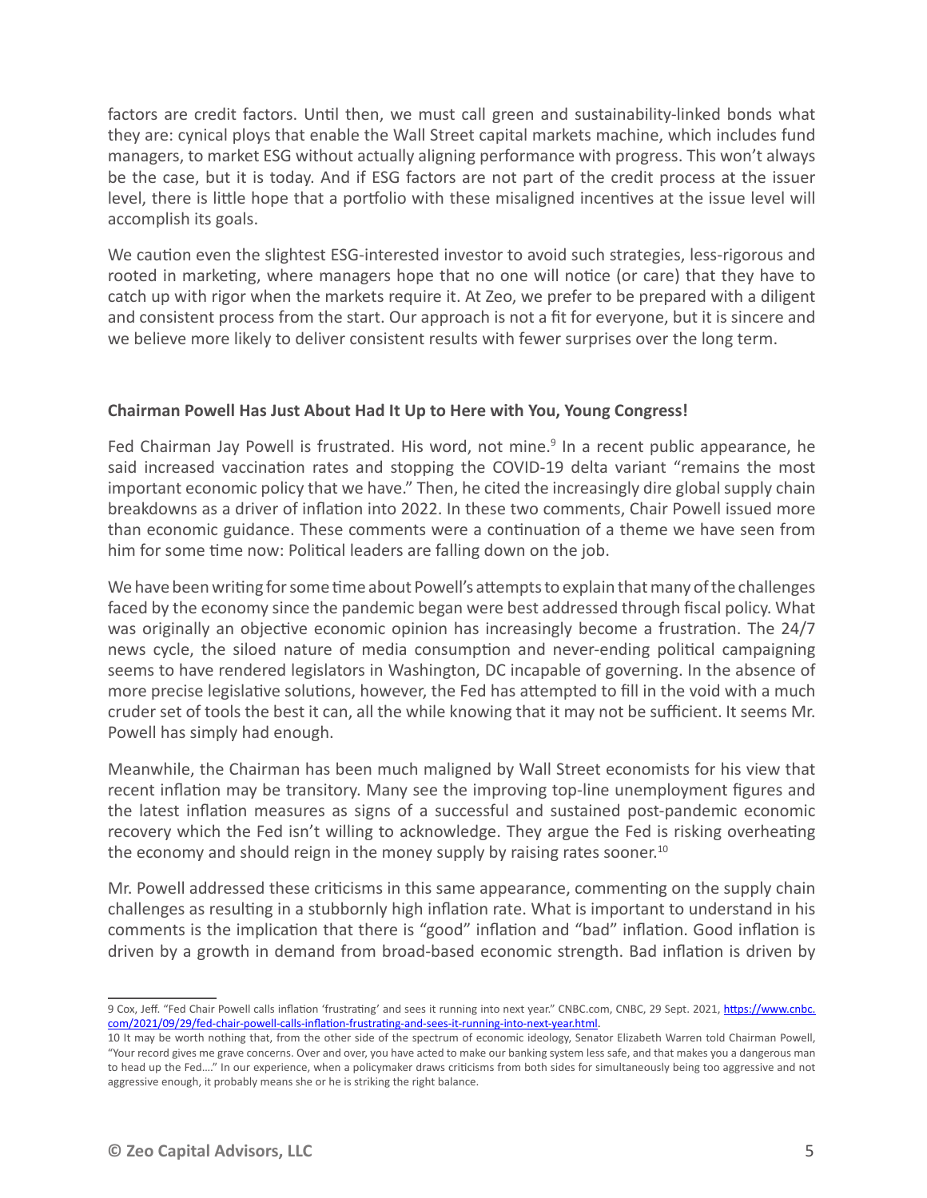factors are credit factors. Until then, we must call green and sustainability-linked bonds what they are: cynical ploys that enable the Wall Street capital markets machine, which includes fund managers, to market ESG without actually aligning performance with progress. This won't always be the case, but it is today. And if ESG factors are not part of the credit process at the issuer level, there is little hope that a portfolio with these misaligned incentives at the issue level will accomplish its goals.

We caution even the slightest ESG-interested investor to avoid such strategies, less-rigorous and rooted in marketing, where managers hope that no one will notice (or care) that they have to catch up with rigor when the markets require it. At Zeo, we prefer to be prepared with a diligent and consistent process from the start. Our approach is not a fit for everyone, but it is sincere and we believe more likely to deliver consistent results with fewer surprises over the long term.

**Chairman Powell Has Just About Had It Up to Here with You, Young Congress!**

Fed Chairman Jay Powell is frustrated. His word, not mine.[9] In a recent public appearance, he said increased vaccination rates and stopping the COVID-19 delta variant "remains the most important economic policy that we have." Then, he cited the increasingly dire global supply chain breakdowns as a driver of inflation into 2022. In these two comments, Chair Powell issued more than economic guidance. These comments were a continuation of a theme we have seen from him for some time now: Political leaders are falling down on the job.

We have been writing for some time about Powell's attempts to explain that many of the challenges faced by the economy since the pandemic began were best addressed through fiscal policy. What was originally an objective economic opinion has increasingly become a frustration. The 24/7 news cycle, the siloed nature of media consumption and never-ending political campaigning seems to have rendered legislators in Washington, DC incapable of governing. In the absence of more precise legislative solutions, however, the Fed has attempted to fill in the void with a much cruder set of tools the best it can, all the while knowing that it may not be sufficient. It seems Mr. Powell has simply had enough.

Meanwhile, the Chairman has been much maligned by Wall Street economists for his view that recent inflation may be transitory. Many see the improving top-line unemployment figures and the latest inflation measures as signs of a successful and sustained post-pandemic economic recovery which the Fed isn't willing to acknowledge. They argue the Fed is risking overheating the economy and should reign in the money supply by raising rates sooner.[10]

Mr. Powell addressed these criticisms in this same appearance, commenting on the supply chain challenges as resulting in a stubbornly high inflation rate. What is important to understand in his comments is the implication that there is "good" inflation and "bad" inflation. Good inflation is driven by a growth in demand from broad-based economic strength. Bad inflation is driven by

---

9 Cox, Jeff. "Fed Chair Powell calls inflation 'frustrating' and sees it running into next year." CNBC.com, CNBC, 29 Sept. 2021, https://www.cnbc.com/2021/09/29/fed-chair-powell-calls-inflation-frustrating-and-sees-it-running-into-next-year.html.

10 It may be worth nothing that, from the other side of the spectrum of economic ideology, Senator Elizabeth Warren told Chairman Powell, "Your record gives me grave concerns. Over and over, you have acted to make our banking system less safe, and that makes you a dangerous man to head up the Fed...." In our experience, when a policymaker draws criticisms from both sides for simultaneously being too aggressive and not aggressive enough, it probably means she or he is striking the right balance.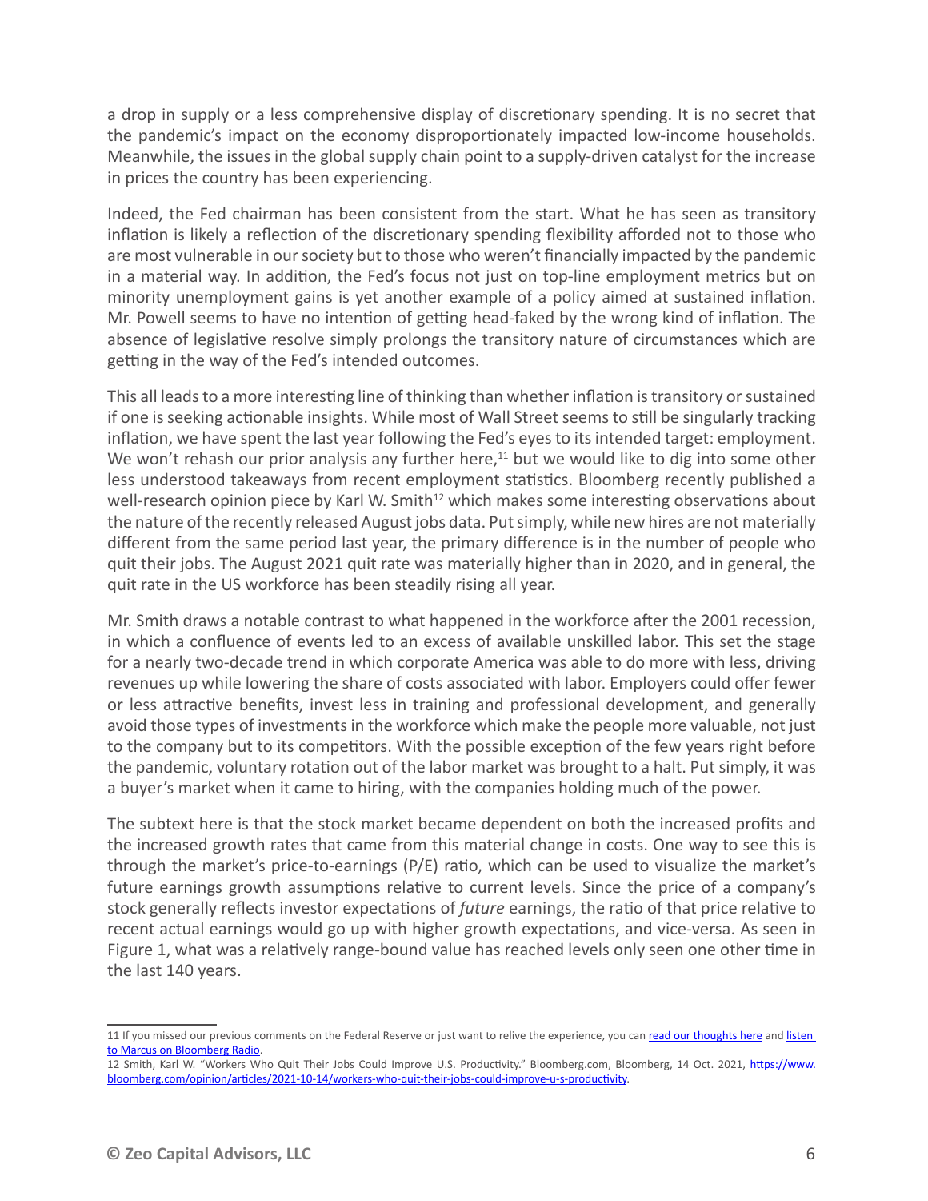a drop in supply or a less comprehensive display of discretionary spending. It is no secret that the pandemic's impact on the economy disproportionately impacted low-income households. Meanwhile, the issues in the global supply chain point to a supply-driven catalyst for the increase in prices the country has been experiencing.

Indeed, the Fed chairman has been consistent from the start. What he has seen as transitory inflation is likely a reflection of the discretionary spending flexibility afforded not to those who are most vulnerable in our society but to those who weren't financially impacted by the pandemic in a material way. In addition, the Fed's focus not just on top-line employment metrics but on minority unemployment gains is yet another example of a policy aimed at sustained inflation. Mr. Powell seems to have no intention of getting head-faked by the wrong kind of inflation. The absence of legislative resolve simply prolongs the transitory nature of circumstances which are getting in the way of the Fed's intended outcomes.

This all leads to a more interesting line of thinking than whether inflation is transitory or sustained if one is seeking actionable insights. While most of Wall Street seems to still be singularly tracking inflation, we have spent the last year following the Fed's eyes to its intended target: employment. We won't rehash our prior analysis any further here,[11] but we would like to dig into some other less understood takeaways from recent employment statistics. Bloomberg recently published a well-research opinion piece by Karl W. Smith[12] which makes some interesting observations about the nature of the recently released August jobs data. Put simply, while new hires are not materially different from the same period last year, the primary difference is in the number of people who quit their jobs. The August 2021 quit rate was materially higher than in 2020, and in general, the quit rate in the US workforce has been steadily rising all year.

Mr. Smith draws a notable contrast to what happened in the workforce after the 2001 recession, in which a confluence of events led to an excess of available unskilled labor. This set the stage for a nearly two-decade trend in which corporate America was able to do more with less, driving revenues up while lowering the share of costs associated with labor. Employers could offer fewer or less attractive benefits, invest less in training and professional development, and generally avoid those types of investments in the workforce which make the people more valuable, not just to the company but to its competitors. With the possible exception of the few years right before the pandemic, voluntary rotation out of the labor market was brought to a halt. Put simply, it was a buyer's market when it came to hiring, with the companies holding much of the power.

The subtext here is that the stock market became dependent on both the increased profits and the increased growth rates that came from this material change in costs. One way to see this is through the market's price-to-earnings (P/E) ratio, which can be used to visualize the market's future earnings growth assumptions relative to current levels. Since the price of a company's stock generally reflects investor expectations of *future* earnings, the ratio of that price relative to recent actual earnings would go up with higher growth expectations, and vice-versa. As seen in Figure 1, what was a relatively range-bound value has reached levels only seen one other time in the last 140 years.

---

11 If you missed our previous comments on the Federal Reserve or just want to relive the experience, you can [read our thoughts here]() and [listen to Marcus on Bloomberg Radio]().

12 Smith, Karl W. "Workers Who Quit Their Jobs Could Improve U.S. Productivity." Bloomberg.com, Bloomberg, 14 Oct. 2021, https://www.bloomberg.com/opinion/articles/2021-10-14/workers-who-quit-their-jobs-could-improve-u-s-productivity.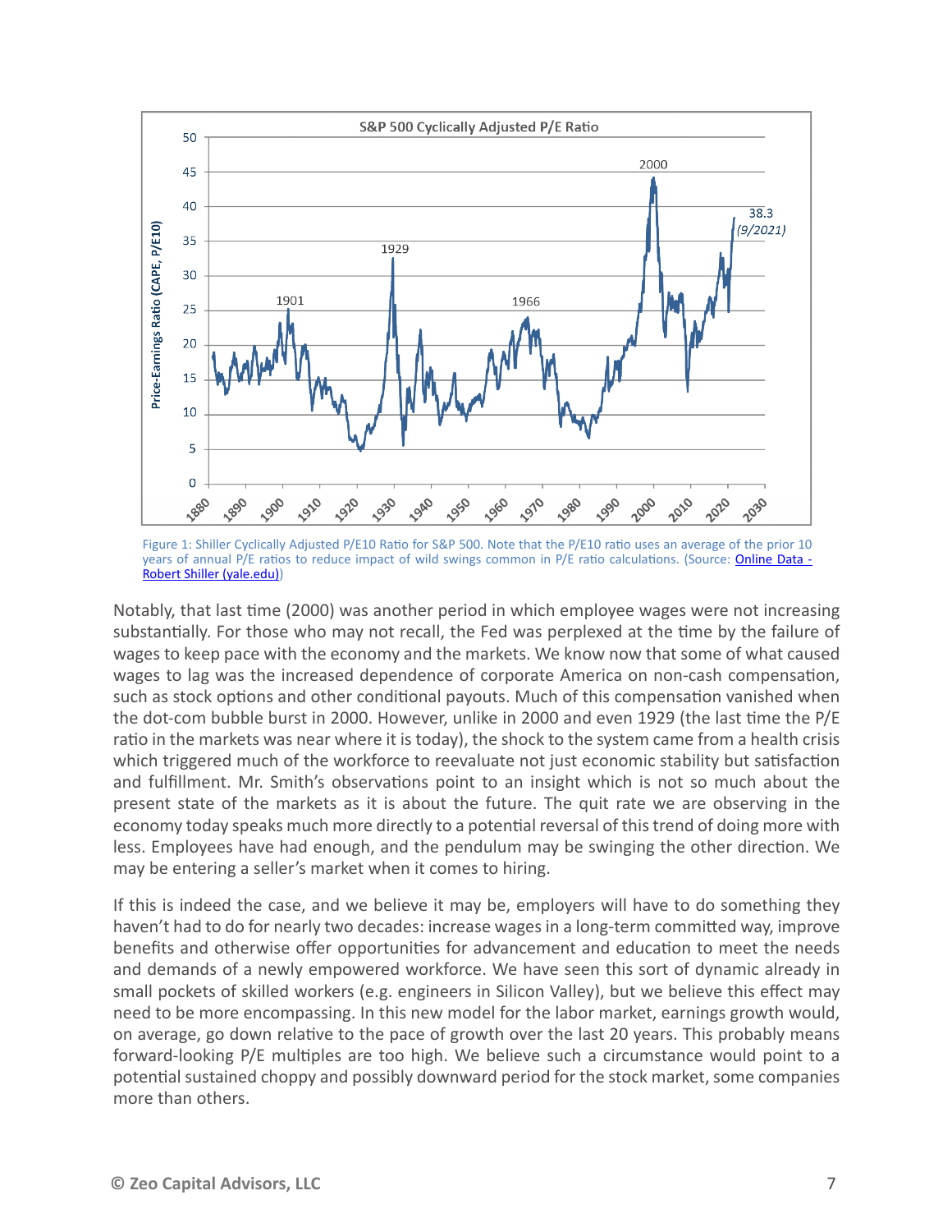Figure 1: Shiller Cyclically Adjusted P/E10 Ratio for S&P 500. Note that the P/E10 ratio uses an average of the prior 10 years of annual P/E ratios to reduce impact of wild swings common in P/E ratio calculations. (Source: [Online Data - Robert Shiller (yale.edu)](Online Data - Robert Shiller (yale.edu)))

Notably, that last time (2000) was another period in which employee wages were not increasing substantially. For those who may not recall, the Fed was perplexed at the time by the failure of wages to keep pace with the economy and the markets. We know now that some of what caused wages to lag was the increased dependence of corporate America on non-cash compensation, such as stock options and other conditional payouts. Much of this compensation vanished when the dot-com bubble burst in 2000. However, unlike in 2000 and even 1929 (the last time the P/E ratio in the markets was near where it is today), the shock to the system came from a health crisis which triggered much of the workforce to reevaluate not just economic stability but satisfaction and fulfillment. Mr. Smith's observations point to an insight which is not so much about the present state of the markets as it is about the future. The quit rate we are observing in the economy today speaks much more directly to a potential reversal of this trend of doing more with less. Employees have had enough, and the pendulum may be swinging the other direction. We may be entering a seller's market when it comes to hiring.

If this is indeed the case, and we believe it may be, employers will have to do something they haven't had to do for nearly two decades: increase wages in a long-term committed way, improve benefits and otherwise offer opportunities for advancement and education to meet the needs and demands of a newly empowered workforce. We have seen this sort of dynamic already in small pockets of skilled workers (e.g. engineers in Silicon Valley), but we believe this effect may need to be more encompassing. In this new model for the labor market, earnings growth would, on average, go down relative to the pace of growth over the last 20 years. This probably means forward-looking P/E multiples are too high. We believe such a circumstance would point to a potential sustained choppy and possibly downward period for the stock market, some companies more than others.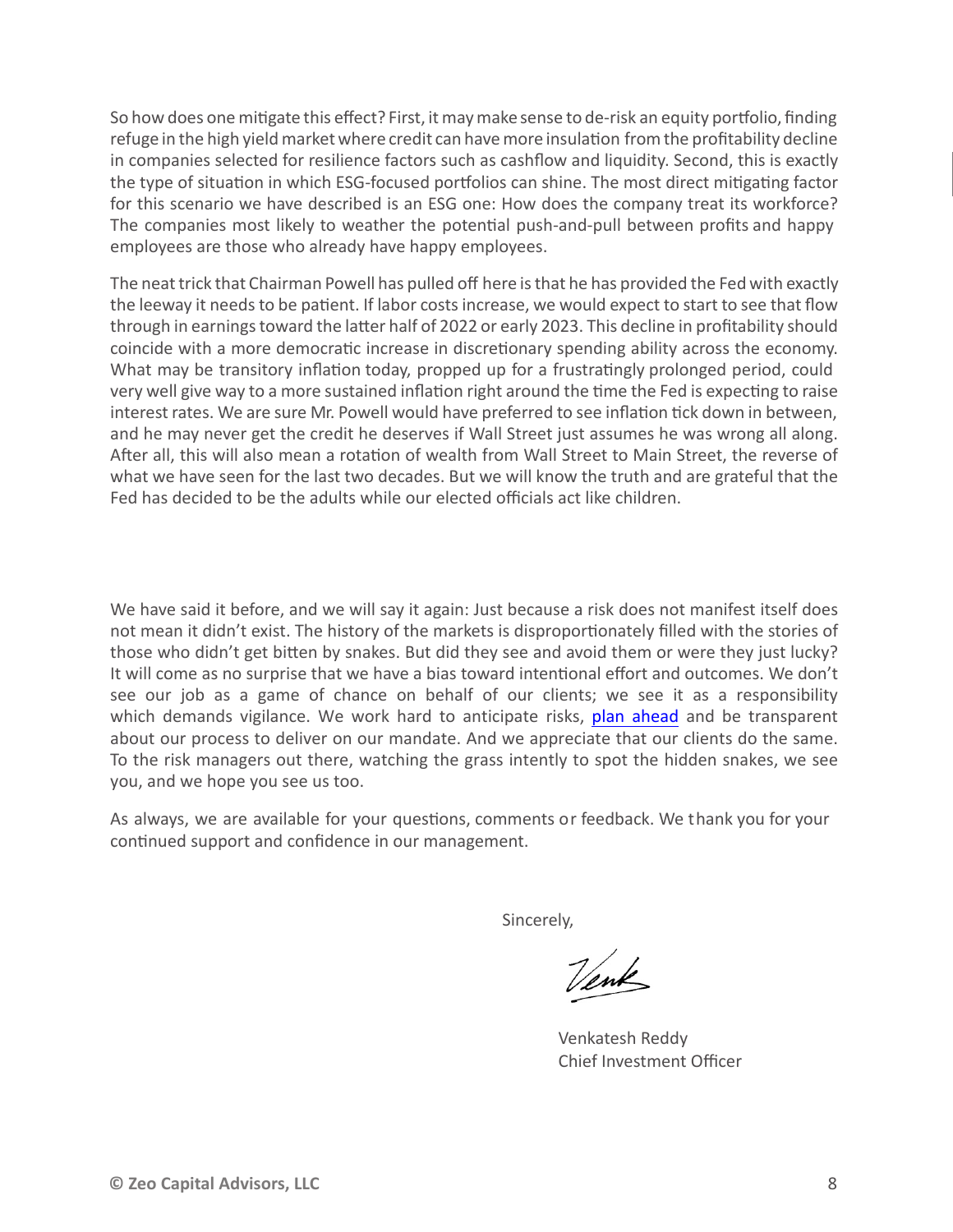So how does one mitigate this effect? First, it may make sense to de-risk an equity portfolio, finding refuge in the high yield market where credit can have more insulation from the profitability decline in companies selected for resilience factors such as cashflow and liquidity. Second, this is exactly the type of situation in which ESG-focused portfolios can shine. The most direct mitigating factor for this scenario we have described is an ESG one: How does the company treat its workforce? The companies most likely to weather the potential push-and-pull between profits and happy employees are those who already have happy employees.

The neat trick that Chairman Powell has pulled off here is that he has provided the Fed with exactly the leeway it needs to be patient. If labor costs increase, we would expect to start to see that flow through in earnings toward the latter half of 2022 or early 2023. This decline in profitability should coincide with a more democratic increase in discretionary spending ability across the economy. What may be transitory inflation today, propped up for a frustratingly prolonged period, could very well give way to a more sustained inflation right around the time the Fed is expecting to raise interest rates. We are sure Mr. Powell would have preferred to see inflation tick down in between, and he may never get the credit he deserves if Wall Street just assumes he was wrong all along. After all, this will also mean a rotation of wealth from Wall Street to Main Street, the reverse of what we have seen for the last two decades. But we will know the truth and are grateful that the Fed has decided to be the adults while our elected officials act like children.

We have said it before, and we will say it again: Just because a risk does not manifest itself does not mean it didn't exist. The history of the markets is disproportionately filled with the stories of those who didn't get bitten by snakes. But did they see and avoid them or were they just lucky? It will come as no surprise that we have a bias toward intentional effort and outcomes. We don't see our job as a game of chance on behalf of our clients; we see it as a responsibility which demands vigilance. We work hard to anticipate risks, plan ahead and be transparent about our process to deliver on our mandate. And we appreciate that our clients do the same. To the risk managers out there, watching the grass intently to spot the hidden snakes, we see you, and we hope you see us too.

As always, we are available for your questions, comments or feedback. We thank you for your continued support and confidence in our management.

Sincerely,

Venk

Venkatesh Reddy
Chief Investment Officer

© Zeo Capital Advisors, LLC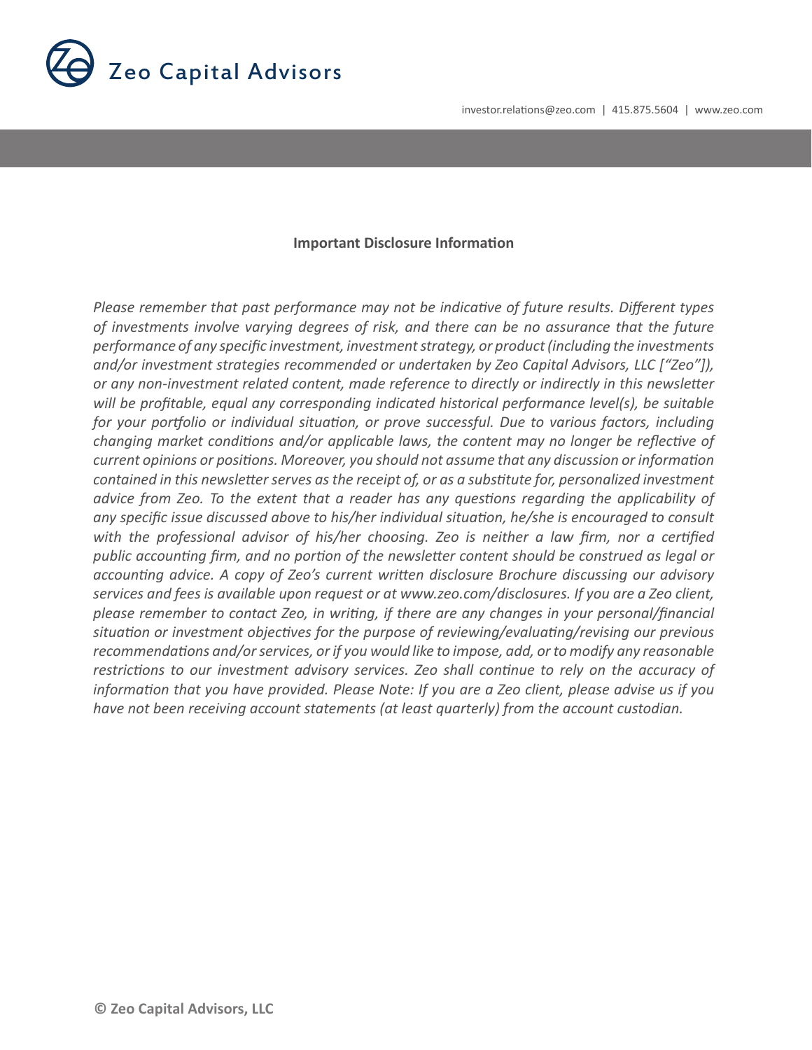Zeo Capital Advisors

investor.relations@zeo.com | 415.875.5604 | www.zeo.com

**Important Disclosure Information**

*Please remember that past performance may not be indicative of future results. Different types of investments involve varying degrees of risk, and there can be no assurance that the future performance of any specific investment, investment strategy, or product (including the investments and/or investment strategies recommended or undertaken by Zeo Capital Advisors, LLC ["Zeo"]), or any non-investment related content, made reference to directly or indirectly in this newsletter will be profitable, equal any corresponding indicated historical performance level(s), be suitable for your portfolio or individual situation, or prove successful. Due to various factors, including changing market conditions and/or applicable laws, the content may no longer be reflective of current opinions or positions. Moreover, you should not assume that any discussion or information contained in this newsletter serves as the receipt of, or as a substitute for, personalized investment advice from Zeo. To the extent that a reader has any questions regarding the applicability of any specific issue discussed above to his/her individual situation, he/she is encouraged to consult with the professional advisor of his/her choosing. Zeo is neither a law firm, nor a certified public accounting firm, and no portion of the newsletter content should be construed as legal or accounting advice. A copy of Zeo's current written disclosure Brochure discussing our advisory services and fees is available upon request or at www.zeo.com/disclosures. If you are a Zeo client, please remember to contact Zeo, in writing, if there are any changes in your personal/financial situation or investment objectives for the purpose of reviewing/evaluating/revising our previous recommendations and/or services, or if you would like to impose, add, or to modify any reasonable restrictions to our investment advisory services. Zeo shall continue to rely on the accuracy of information that you have provided. Please Note: If you are a Zeo client, please advise us if you have not been receiving account statements (at least quarterly) from the account custodian.*

**© Zeo Capital Advisors, LLC**